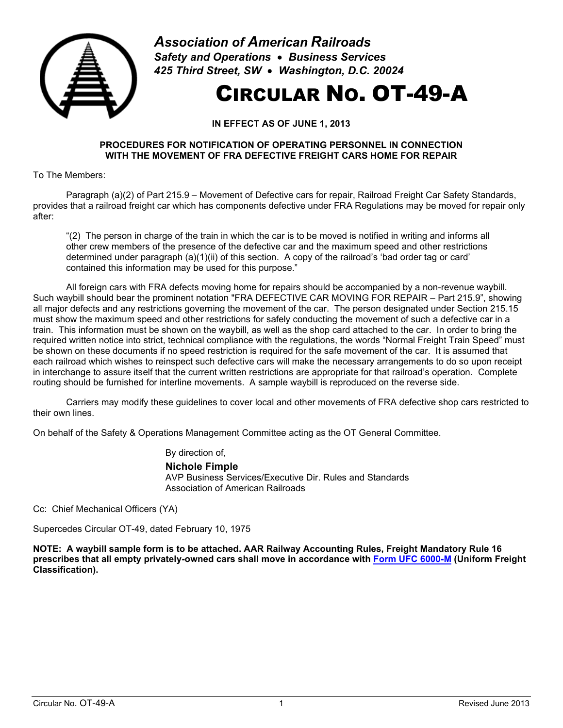***Association of American Railroads***
***Safety and Operations • Business Services***
***425 Third Street, SW • Washington, D.C. 20024***

# CIRCULAR NO. OT-49-A

**IN EFFECT AS OF JUNE 1, 2013**

**PROCEDURES FOR NOTIFICATION OF OPERATING PERSONNEL IN CONNECTION WITH THE MOVEMENT OF FRA DEFECTIVE FREIGHT CARS HOME FOR REPAIR**

To The Members:

Paragraph (a)(2) of Part 215.9 – Movement of Defective cars for repair, Railroad Freight Car Safety Standards, provides that a railroad freight car which has components defective under FRA Regulations may be moved for repair only after:

> "(2) The person in charge of the train in which the car is to be moved is notified in writing and informs all other crew members of the presence of the defective car and the maximum speed and other restrictions determined under paragraph (a)(1)(ii) of this section. A copy of the railroad's 'bad order tag or card' contained this information may be used for this purpose."

All foreign cars with FRA defects moving home for repairs should be accompanied by a non-revenue waybill. Such waybill should bear the prominent notation "FRA DEFECTIVE CAR MOVING FOR REPAIR – Part 215.9", showing all major defects and any restrictions governing the movement of the car. The person designated under Section 215.15 must show the maximum speed and other restrictions for safely conducting the movement of such a defective car in a train. This information must be shown on the waybill, as well as the shop card attached to the car. In order to bring the required written notice into strict, technical compliance with the regulations, the words "Normal Freight Train Speed" must be shown on these documents if no speed restriction is required for the safe movement of the car. It is assumed that each railroad which wishes to reinspect such defective cars will make the necessary arrangements to do so upon receipt in interchange to assure itself that the current written restrictions are appropriate for that railroad's operation. Complete routing should be furnished for interline movements. A sample waybill is reproduced on the reverse side.

Carriers may modify these guidelines to cover local and other movements of FRA defective shop cars restricted to their own lines.

On behalf of the Safety & Operations Management Committee acting as the OT General Committee.

By direction of,

**Nichole Fimple**
AVP Business Services/Executive Dir. Rules and Standards
Association of American Railroads

Cc: Chief Mechanical Officers (YA)

Supercedes Circular OT-49, dated February 10, 1975

**NOTE: A waybill sample form is to be attached. AAR Railway Accounting Rules, Freight Mandatory Rule 16 prescribes that all empty privately-owned cars shall move in accordance with Form UFC 6000-M (Uniform Freight Classification).**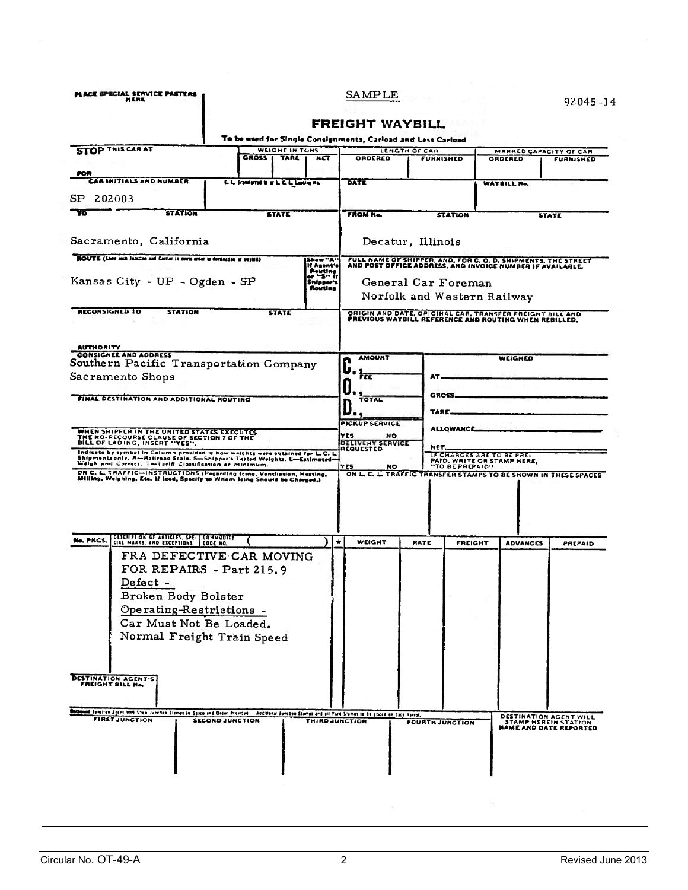PLACE SPECIAL SERVICE PASTERS HERE

SAMPLE

92045-14

# FREIGHT WAYBILL

To be used for Single Consignments, Carload and Less Carload

| | | | | | | | |
|---|---|---|---|---|---|---|---|
| STOP THIS CAR AT | WEIGHT IN TONS | | | LENGTH OF CAR | | MARKED CAPACITY OF CAR | |
| FOR | GROSS | TARE | NET | ORDERED | FURNISHED | ORDERED | FURNISHED |

CAR INITIALS AND NUMBER: SP 202003

C. L. Transferred to or L. C. L. Loading No.

DATE

WAYBILL No.

TO STATION / STATE: Sacramento, California

FROM No. / STATION / STATE: Decatur, Illinois

ROUTE (Show each Junction and Carrier in route order to destination of waybill): Kansas City - UP - Ogden - SP

Show "A" if Agent's Routing or "S" if Shipper's Routing

FULL NAME OF SHIPPER, AND, FOR C. O. D. SHIPMENTS, THE STREET AND POST OFFICE ADDRESS, AND INVOICE NUMBER IF AVAILABLE.: General Car Foreman, Norfolk and Western Railway

RECONSIGNED TO STATION STATE

ORIGIN AND DATE, ORIGINAL CAR, TRANSFER FREIGHT BILL AND PREVIOUS WAYBILL REFERENCE AND ROUTING WHEN REBILLED.

AUTHORITY

CONSIGNEE AND ADDRESS: Southern Pacific Transportation Company, Sacramento Shops

FINAL DESTINATION AND ADDITIONAL ROUTING

C.O.D. AMOUNT $ FEE $ TOTAL $

WEIGHED AT GROSS TARE ALLOWANCE NET

WHEN SHIPPER IN THE UNITED STATES EXECUTES THE NO-RECOURSE CLAUSE OF SECTION 7 OF THE BILL OF LADING, INSERT "YES".

PICKUP SERVICE YES NO

DELIVERY SERVICE REQUESTED YES NO

Indicate by symbol in Column provided ★ how weights were obtained for L. C. L. Shipments only. R—Railroad Scale. S—Shipper's Tested Weights. E—Estimated—Weigh and Correct. T—Tariff Classification or Minimum.

IF CHARGES ARE TO BE PREPAID, WRITE OR STAMP HERE, "TO BE PREPAID"

ON C. L. TRAFFIC—INSTRUCTIONS (Regarding Icing, Ventilation, Heating, Milling, Weighing, Etc. If Iced, Specify to Whom Icing Should be Charged.)

ON L. C. L. TRAFFIC TRANSFER STAMPS TO BE SHOWN IN THESE SPACES

| No. PKGS. | DESCRIPTION OF ARTICLES, SPECIAL MARKS, AND EXCEPTIONS / COMMODITY CODE NO. ( ) | ★ | WEIGHT | RATE | FREIGHT | ADVANCES | PREPAID |
|---|---|---|---|---|---|---|---|
| | FRA DEFECTIVE CAR MOVING FOR REPAIRS - Part 215.9<br>Defect -<br>Broken Body Bolster<br>~~Operating Restrictions~~ -<br>Car Must Not Be Loaded.<br>Normal Freight Train Speed | | | | | | |

DESTINATION AGENT'S FREIGHT BILL No.

Inbound Junction Agent Will Show Junction Stamps in Space and Order Provided. Additional Junction Stamps and all Yard Stamps to be placed on back hereof.

| FIRST JUNCTION | SECOND JUNCTION | THIRD JUNCTION | FOURTH JUNCTION | DESTINATION AGENT WILL STAMP HEREIN STATION NAME AND DATE REPORTED |
|---|---|---|---|---|
| | | | | |